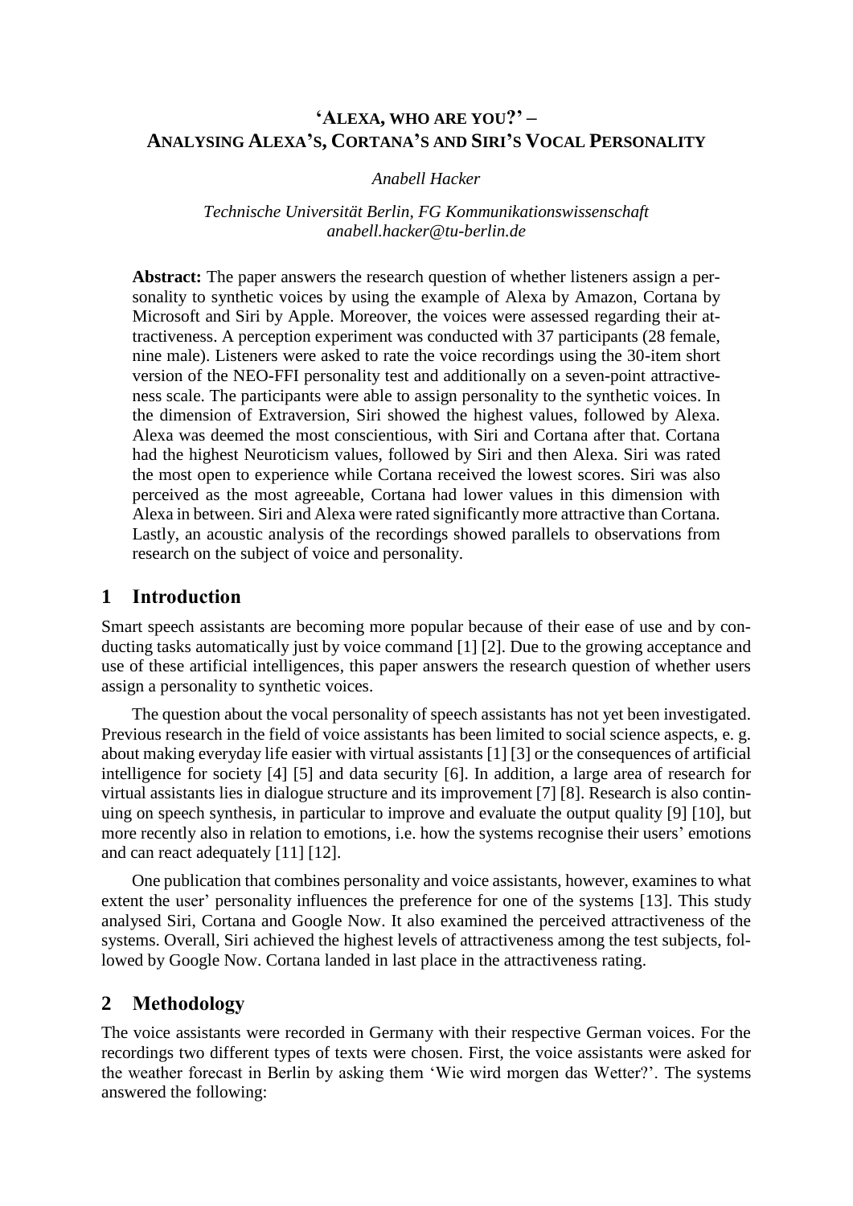# 'ALEXA, WHO ARE YOU?' – ANALYSING ALEXA'S, CORTANA'S AND SIRI'S VOCAL PERSONALITY

*Anabell Hacker*

*Technische Universität Berlin, FG Kommunikationswissenschaft*
*anabell.hacker@tu-berlin.de*

**Abstract:** The paper answers the research question of whether listeners assign a personality to synthetic voices by using the example of Alexa by Amazon, Cortana by Microsoft and Siri by Apple. Moreover, the voices were assessed regarding their attractiveness. A perception experiment was conducted with 37 participants (28 female, nine male). Listeners were asked to rate the voice recordings using the 30-item short version of the NEO-FFI personality test and additionally on a seven-point attractiveness scale. The participants were able to assign personality to the synthetic voices. In the dimension of Extraversion, Siri showed the highest values, followed by Alexa. Alexa was deemed the most conscientious, with Siri and Cortana after that. Cortana had the highest Neuroticism values, followed by Siri and then Alexa. Siri was rated the most open to experience while Cortana received the lowest scores. Siri was also perceived as the most agreeable, Cortana had lower values in this dimension with Alexa in between. Siri and Alexa were rated significantly more attractive than Cortana. Lastly, an acoustic analysis of the recordings showed parallels to observations from research on the subject of voice and personality.

## 1 Introduction

Smart speech assistants are becoming more popular because of their ease of use and by conducting tasks automatically just by voice command [1] [2]. Due to the growing acceptance and use of these artificial intelligences, this paper answers the research question of whether users assign a personality to synthetic voices.

The question about the vocal personality of speech assistants has not yet been investigated. Previous research in the field of voice assistants has been limited to social science aspects, e. g. about making everyday life easier with virtual assistants [1] [3] or the consequences of artificial intelligence for society [4] [5] and data security [6]. In addition, a large area of research for virtual assistants lies in dialogue structure and its improvement [7] [8]. Research is also continuing on speech synthesis, in particular to improve and evaluate the output quality [9] [10], but more recently also in relation to emotions, i.e. how the systems recognise their users' emotions and can react adequately [11] [12].

One publication that combines personality and voice assistants, however, examines to what extent the user' personality influences the preference for one of the systems [13]. This study analysed Siri, Cortana and Google Now. It also examined the perceived attractiveness of the systems. Overall, Siri achieved the highest levels of attractiveness among the test subjects, followed by Google Now. Cortana landed in last place in the attractiveness rating.

## 2 Methodology

The voice assistants were recorded in Germany with their respective German voices. For the recordings two different types of texts were chosen. First, the voice assistants were asked for the weather forecast in Berlin by asking them 'Wie wird morgen das Wetter?'. The systems answered the following: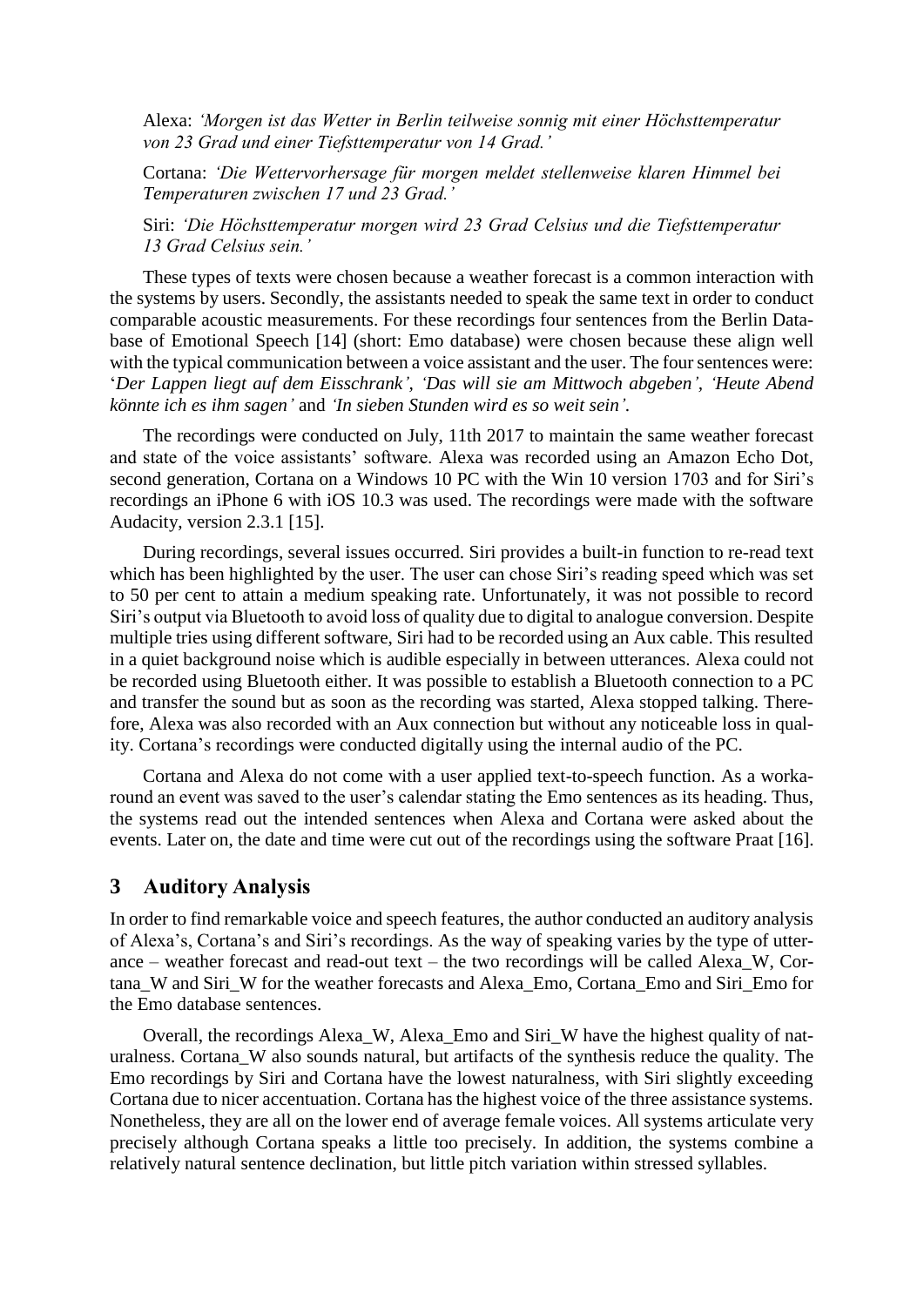Alexa: *'Morgen ist das Wetter in Berlin teilweise sonnig mit einer Höchsttemperatur von 23 Grad und einer Tiefsttemperatur von 14 Grad.'*

Cortana: *'Die Wettervorhersage für morgen meldet stellenweise klaren Himmel bei Temperaturen zwischen 17 und 23 Grad.'*

Siri: *'Die Höchsttemperatur morgen wird 23 Grad Celsius und die Tiefsttemperatur 13 Grad Celsius sein.'*

These types of texts were chosen because a weather forecast is a common interaction with the systems by users. Secondly, the assistants needed to speak the same text in order to conduct comparable acoustic measurements. For these recordings four sentences from the Berlin Database of Emotional Speech [14] (short: Emo database) were chosen because these align well with the typical communication between a voice assistant and the user. The four sentences were: '*Der Lappen liegt auf dem Eisschrank'*, *'Das will sie am Mittwoch abgeben'*, *'Heute Abend könnte ich es ihm sagen'* and *'In sieben Stunden wird es so weit sein'*.

The recordings were conducted on July, 11th 2017 to maintain the same weather forecast and state of the voice assistants' software. Alexa was recorded using an Amazon Echo Dot, second generation, Cortana on a Windows 10 PC with the Win 10 version 1703 and for Siri's recordings an iPhone 6 with iOS 10.3 was used. The recordings were made with the software Audacity, version 2.3.1 [15].

During recordings, several issues occurred. Siri provides a built-in function to re-read text which has been highlighted by the user. The user can chose Siri's reading speed which was set to 50 per cent to attain a medium speaking rate. Unfortunately, it was not possible to record Siri's output via Bluetooth to avoid loss of quality due to digital to analogue conversion. Despite multiple tries using different software, Siri had to be recorded using an Aux cable. This resulted in a quiet background noise which is audible especially in between utterances. Alexa could not be recorded using Bluetooth either. It was possible to establish a Bluetooth connection to a PC and transfer the sound but as soon as the recording was started, Alexa stopped talking. Therefore, Alexa was also recorded with an Aux connection but without any noticeable loss in quality. Cortana's recordings were conducted digitally using the internal audio of the PC.

Cortana and Alexa do not come with a user applied text-to-speech function. As a workaround an event was saved to the user's calendar stating the Emo sentences as its heading. Thus, the systems read out the intended sentences when Alexa and Cortana were asked about the events. Later on, the date and time were cut out of the recordings using the software Praat [16].

## 3 Auditory Analysis

In order to find remarkable voice and speech features, the author conducted an auditory analysis of Alexa's, Cortana's and Siri's recordings. As the way of speaking varies by the type of utterance – weather forecast and read-out text – the two recordings will be called Alexa_W, Cortana_W and Siri_W for the weather forecasts and Alexa_Emo, Cortana_Emo and Siri_Emo for the Emo database sentences.

Overall, the recordings Alexa_W, Alexa_Emo and Siri_W have the highest quality of naturalness. Cortana_W also sounds natural, but artifacts of the synthesis reduce the quality. The Emo recordings by Siri and Cortana have the lowest naturalness, with Siri slightly exceeding Cortana due to nicer accentuation. Cortana has the highest voice of the three assistance systems. Nonetheless, they are all on the lower end of average female voices. All systems articulate very precisely although Cortana speaks a little too precisely. In addition, the systems combine a relatively natural sentence declination, but little pitch variation within stressed syllables.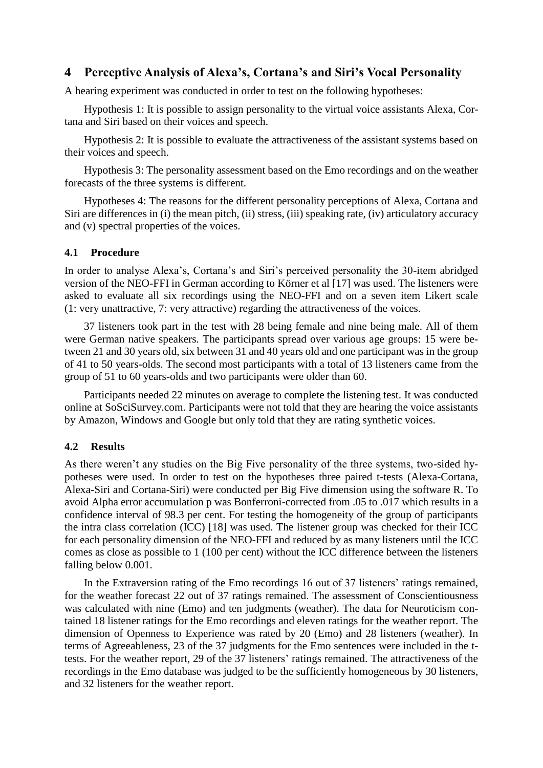## 4 Perceptive Analysis of Alexa's, Cortana's and Siri's Vocal Personality

A hearing experiment was conducted in order to test on the following hypotheses:

Hypothesis 1: It is possible to assign personality to the virtual voice assistants Alexa, Cortana and Siri based on their voices and speech.

Hypothesis 2: It is possible to evaluate the attractiveness of the assistant systems based on their voices and speech.

Hypothesis 3: The personality assessment based on the Emo recordings and on the weather forecasts of the three systems is different.

Hypotheses 4: The reasons for the different personality perceptions of Alexa, Cortana and Siri are differences in (i) the mean pitch, (ii) stress, (iii) speaking rate, (iv) articulatory accuracy and (v) spectral properties of the voices.

### 4.1 Procedure

In order to analyse Alexa's, Cortana's and Siri's perceived personality the 30-item abridged version of the NEO-FFI in German according to Körner et al [17] was used. The listeners were asked to evaluate all six recordings using the NEO-FFI and on a seven item Likert scale (1: very unattractive, 7: very attractive) regarding the attractiveness of the voices.

37 listeners took part in the test with 28 being female and nine being male. All of them were German native speakers. The participants spread over various age groups: 15 were between 21 and 30 years old, six between 31 and 40 years old and one participant was in the group of 41 to 50 years-olds. The second most participants with a total of 13 listeners came from the group of 51 to 60 years-olds and two participants were older than 60.

Participants needed 22 minutes on average to complete the listening test. It was conducted online at SoSciSurvey.com. Participants were not told that they are hearing the voice assistants by Amazon, Windows and Google but only told that they are rating synthetic voices.

### 4.2 Results

As there weren't any studies on the Big Five personality of the three systems, two-sided hypotheses were used. In order to test on the hypotheses three paired t-tests (Alexa-Cortana, Alexa-Siri and Cortana-Siri) were conducted per Big Five dimension using the software R. To avoid Alpha error accumulation p was Bonferroni-corrected from .05 to .017 which results in a confidence interval of 98.3 per cent. For testing the homogeneity of the group of participants the intra class correlation (ICC) [18] was used. The listener group was checked for their ICC for each personality dimension of the NEO-FFI and reduced by as many listeners until the ICC comes as close as possible to 1 (100 per cent) without the ICC difference between the listeners falling below 0.001.

In the Extraversion rating of the Emo recordings 16 out of 37 listeners' ratings remained, for the weather forecast 22 out of 37 ratings remained. The assessment of Conscientiousness was calculated with nine (Emo) and ten judgments (weather). The data for Neuroticism contained 18 listener ratings for the Emo recordings and eleven ratings for the weather report. The dimension of Openness to Experience was rated by 20 (Emo) and 28 listeners (weather). In terms of Agreeableness, 23 of the 37 judgments for the Emo sentences were included in the t-tests. For the weather report, 29 of the 37 listeners' ratings remained. The attractiveness of the recordings in the Emo database was judged to be the sufficiently homogeneous by 30 listeners, and 32 listeners for the weather report.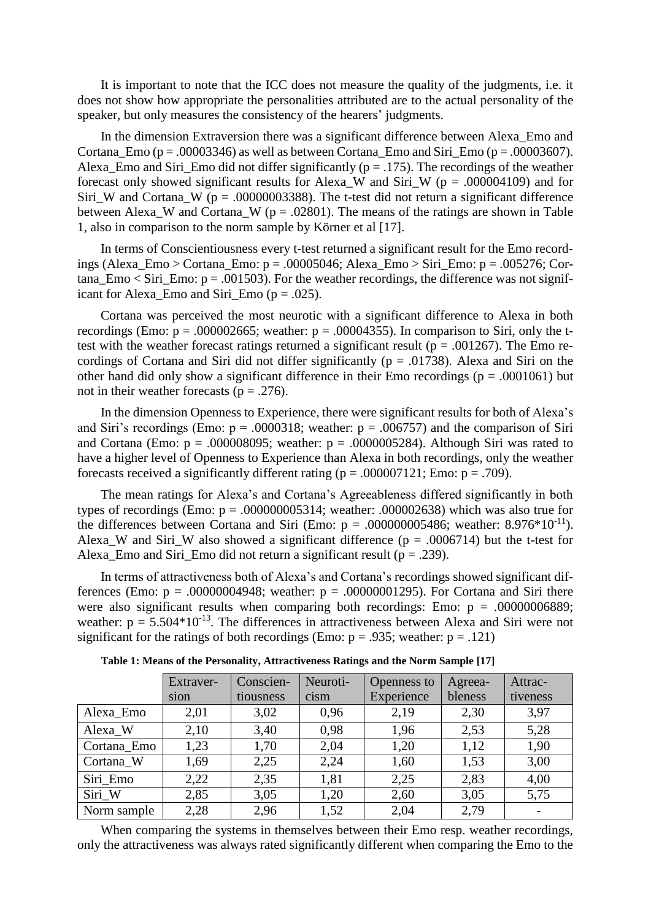It is important to note that the ICC does not measure the quality of the judgments, i.e. it does not show how appropriate the personalities attributed are to the actual personality of the speaker, but only measures the consistency of the hearers' judgments.

In the dimension Extraversion there was a significant difference between Alexa_Emo and Cortana_Emo ($p = .00003346$) as well as between Cortana_Emo and Siri_Emo ($p = .00003607$). Alexa_Emo and Siri_Emo did not differ significantly ($p = .175$). The recordings of the weather forecast only showed significant results for Alexa_W and Siri_W ($p = .000004109$) and for Siri_W and Cortana_W ($p = .00000003388$). The t-test did not return a significant difference between Alexa_W and Cortana_W ($p = .02801$). The means of the ratings are shown in Table 1, also in comparison to the norm sample by Körner et al [17].

In terms of Conscientiousness every t-test returned a significant result for the Emo recordings (Alexa_Emo > Cortana_Emo: $p = .00005046$; Alexa_Emo > Siri_Emo: $p = .005276$; Cortana_Emo < Siri_Emo: $p = .001503$). For the weather recordings, the difference was not significant for Alexa_Emo and Siri_Emo ($p = .025$).

Cortana was perceived the most neurotic with a significant difference to Alexa in both recordings (Emo: $p = .000002665$; weather: $p = .00004355$). In comparison to Siri, only the t-test with the weather forecast ratings returned a significant result ($p = .001267$). The Emo recordings of Cortana and Siri did not differ significantly ($p = .01738$). Alexa and Siri on the other hand did only show a significant difference in their Emo recordings ($p = .0001061$) but not in their weather forecasts ($p = .276$).

In the dimension Openness to Experience, there were significant results for both of Alexa's and Siri's recordings (Emo: $p = .0000318$; weather: $p = .006757$) and the comparison of Siri and Cortana (Emo: $p = .000008095$; weather: $p = .0000005284$). Although Siri was rated to have a higher level of Openness to Experience than Alexa in both recordings, only the weather forecasts received a significantly different rating ($p = .000007121$; Emo: $p = .709$).

The mean ratings for Alexa's and Cortana's Agreeableness differed significantly in both types of recordings (Emo: $p = .000000005314$; weather: $.000002638$) which was also true for the differences between Cortana and Siri (Emo: $p = .000000005486$; weather: $8.976 \cdot 10^{-11}$). Alexa_W and Siri_W also showed a significant difference ($p = .0006714$) but the t-test for Alexa_Emo and Siri_Emo did not return a significant result ($p = .239$).

In terms of attractiveness both of Alexa's and Cortana's recordings showed significant differences (Emo: $p = .00000004948$; weather: $p = .00000001295$). For Cortana and Siri there were also significant results when comparing both recordings: Emo: $p = .00000006889$; weather: $p = 5.504 \cdot 10^{-13}$. The differences in attractiveness between Alexa and Siri were not significant for the ratings of both recordings (Emo: $p = .935$; weather: $p = .121$)

**Table 1: Means of the Personality, Attractiveness Ratings and the Norm Sample [17]**

| | Extraversion | Conscientiousness | Neuroticism | Openness to Experience | Agreeableness | Attractiveness |
|---|---|---|---|---|---|---|
| Alexa_Emo | 2,01 | 3,02 | 0,96 | 2,19 | 2,30 | 3,97 |
| Alexa_W | 2,10 | 3,40 | 0,98 | 1,96 | 2,53 | 5,28 |
| Cortana_Emo | 1,23 | 1,70 | 2,04 | 1,20 | 1,12 | 1,90 |
| Cortana_W | 1,69 | 2,25 | 2,24 | 1,60 | 1,53 | 3,00 |
| Siri_Emo | 2,22 | 2,35 | 1,81 | 2,25 | 2,83 | 4,00 |
| Siri_W | 2,85 | 3,05 | 1,20 | 2,60 | 3,05 | 5,75 |
| Norm sample | 2,28 | 2,96 | 1,52 | 2,04 | 2,79 | - |

When comparing the systems in themselves between their Emo resp. weather recordings, only the attractiveness was always rated significantly different when comparing the Emo to the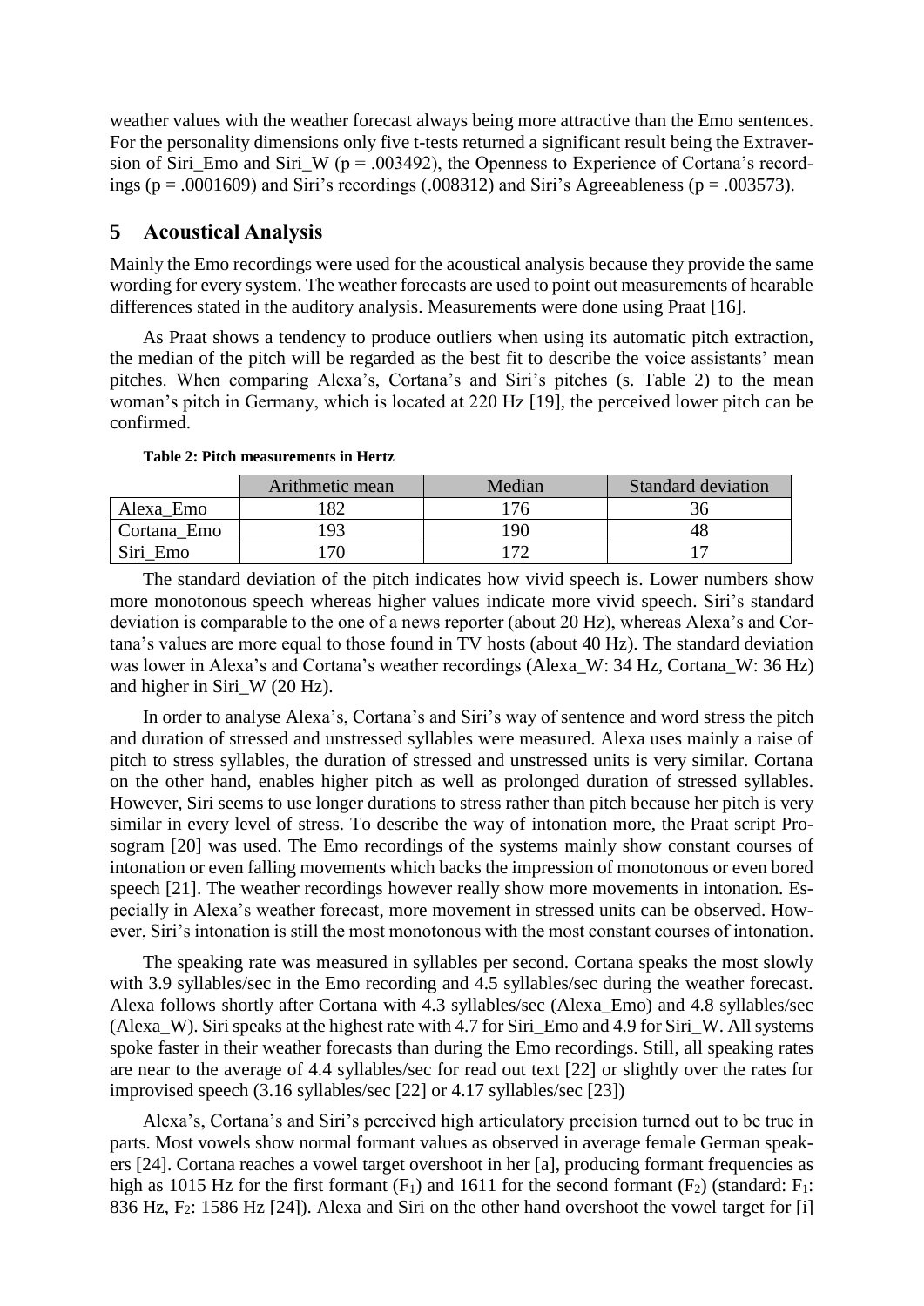weather values with the weather forecast always being more attractive than the Emo sentences. For the personality dimensions only five t-tests returned a significant result being the Extraversion of Siri_Emo and Siri_W ($p = .003492$), the Openness to Experience of Cortana's recordings ($p = .0001609$) and Siri's recordings (.008312) and Siri's Agreeableness ($p = .003573$).

## 5 Acoustical Analysis

Mainly the Emo recordings were used for the acoustical analysis because they provide the same wording for every system. The weather forecasts are used to point out measurements of hearable differences stated in the auditory analysis. Measurements were done using Praat [16].

As Praat shows a tendency to produce outliers when using its automatic pitch extraction, the median of the pitch will be regarded as the best fit to describe the voice assistants' mean pitches. When comparing Alexa's, Cortana's and Siri's pitches (s. Table 2) to the mean woman's pitch in Germany, which is located at 220 Hz [19], the perceived lower pitch can be confirmed.

**Table 2: Pitch measurements in Hertz**

| | Arithmetic mean | Median | Standard deviation |
|---|---|---|---|
| Alexa_Emo | 182 | 176 | 36 |
| Cortana_Emo | 193 | 190 | 48 |
| Siri_Emo | 170 | 172 | 17 |

The standard deviation of the pitch indicates how vivid speech is. Lower numbers show more monotonous speech whereas higher values indicate more vivid speech. Siri's standard deviation is comparable to the one of a news reporter (about 20 Hz), whereas Alexa's and Cortana's values are more equal to those found in TV hosts (about 40 Hz). The standard deviation was lower in Alexa's and Cortana's weather recordings (Alexa_W: 34 Hz, Cortana_W: 36 Hz) and higher in Siri_W (20 Hz).

In order to analyse Alexa's, Cortana's and Siri's way of sentence and word stress the pitch and duration of stressed and unstressed syllables were measured. Alexa uses mainly a raise of pitch to stress syllables, the duration of stressed and unstressed units is very similar. Cortana on the other hand, enables higher pitch as well as prolonged duration of stressed syllables. However, Siri seems to use longer durations to stress rather than pitch because her pitch is very similar in every level of stress. To describe the way of intonation more, the Praat script Prosogram [20] was used. The Emo recordings of the systems mainly show constant courses of intonation or even falling movements which backs the impression of monotonous or even bored speech [21]. The weather recordings however really show more movements in intonation. Especially in Alexa's weather forecast, more movement in stressed units can be observed. However, Siri's intonation is still the most monotonous with the most constant courses of intonation.

The speaking rate was measured in syllables per second. Cortana speaks the most slowly with 3.9 syllables/sec in the Emo recording and 4.5 syllables/sec during the weather forecast. Alexa follows shortly after Cortana with 4.3 syllables/sec (Alexa_Emo) and 4.8 syllables/sec (Alexa_W). Siri speaks at the highest rate with 4.7 for Siri_Emo and 4.9 for Siri_W. All systems spoke faster in their weather forecasts than during the Emo recordings. Still, all speaking rates are near to the average of 4.4 syllables/sec for read out text [22] or slightly over the rates for improvised speech (3.16 syllables/sec [22] or 4.17 syllables/sec [23])

Alexa's, Cortana's and Siri's perceived high articulatory precision turned out to be true in parts. Most vowels show normal formant values as observed in average female German speakers [24]. Cortana reaches a vowel target overshoot in her [a], producing formant frequencies as high as 1015 Hz for the first formant ($F_1$) and 1611 for the second formant ($F_2$) (standard: $F_1$: 836 Hz, $F_2$: 1586 Hz [24]). Alexa and Siri on the other hand overshoot the vowel target for [i]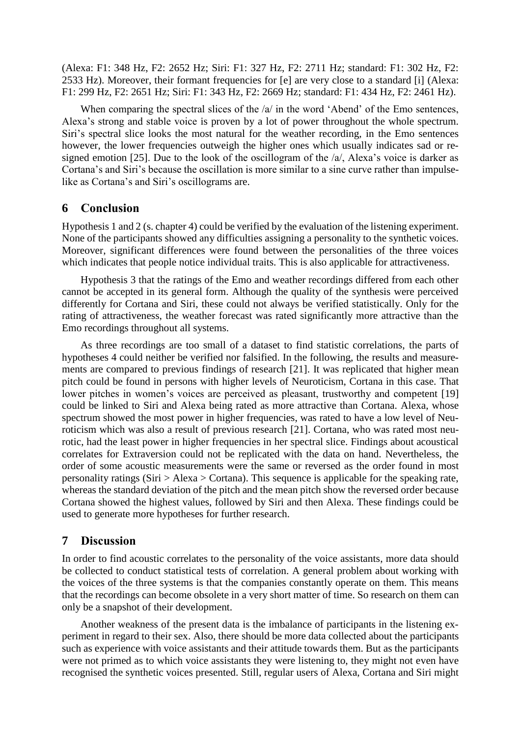(Alexa: F1: 348 Hz, F2: 2652 Hz; Siri: F1: 327 Hz, F2: 2711 Hz; standard: F1: 302 Hz, F2: 2533 Hz). Moreover, their formant frequencies for [e] are very close to a standard [i] (Alexa: F1: 299 Hz, F2: 2651 Hz; Siri: F1: 343 Hz, F2: 2669 Hz; standard: F1: 434 Hz, F2: 2461 Hz).

When comparing the spectral slices of the /a/ in the word 'Abend' of the Emo sentences, Alexa's strong and stable voice is proven by a lot of power throughout the whole spectrum. Siri's spectral slice looks the most natural for the weather recording, in the Emo sentences however, the lower frequencies outweigh the higher ones which usually indicates sad or resigned emotion [25]. Due to the look of the oscillogram of the /a/, Alexa's voice is darker as Cortana's and Siri's because the oscillation is more similar to a sine curve rather than impulse-like as Cortana's and Siri's oscillograms are.

## 6 Conclusion

Hypothesis 1 and 2 (s. chapter 4) could be verified by the evaluation of the listening experiment. None of the participants showed any difficulties assigning a personality to the synthetic voices. Moreover, significant differences were found between the personalities of the three voices which indicates that people notice individual traits. This is also applicable for attractiveness.

Hypothesis 3 that the ratings of the Emo and weather recordings differed from each other cannot be accepted in its general form. Although the quality of the synthesis were perceived differently for Cortana and Siri, these could not always be verified statistically. Only for the rating of attractiveness, the weather forecast was rated significantly more attractive than the Emo recordings throughout all systems.

As three recordings are too small of a dataset to find statistic correlations, the parts of hypotheses 4 could neither be verified nor falsified. In the following, the results and measurements are compared to previous findings of research [21]. It was replicated that higher mean pitch could be found in persons with higher levels of Neuroticism, Cortana in this case. That lower pitches in women's voices are perceived as pleasant, trustworthy and competent [19] could be linked to Siri and Alexa being rated as more attractive than Cortana. Alexa, whose spectrum showed the most power in higher frequencies, was rated to have a low level of Neuroticism which was also a result of previous research [21]. Cortana, who was rated most neurotic, had the least power in higher frequencies in her spectral slice. Findings about acoustical correlates for Extraversion could not be replicated with the data on hand. Nevertheless, the order of some acoustic measurements were the same or reversed as the order found in most personality ratings (Siri > Alexa > Cortana). This sequence is applicable for the speaking rate, whereas the standard deviation of the pitch and the mean pitch show the reversed order because Cortana showed the highest values, followed by Siri and then Alexa. These findings could be used to generate more hypotheses for further research.

## 7 Discussion

In order to find acoustic correlates to the personality of the voice assistants, more data should be collected to conduct statistical tests of correlation. A general problem about working with the voices of the three systems is that the companies constantly operate on them. This means that the recordings can become obsolete in a very short matter of time. So research on them can only be a snapshot of their development.

Another weakness of the present data is the imbalance of participants in the listening experiment in regard to their sex. Also, there should be more data collected about the participants such as experience with voice assistants and their attitude towards them. But as the participants were not primed as to which voice assistants they were listening to, they might not even have recognised the synthetic voices presented. Still, regular users of Alexa, Cortana and Siri might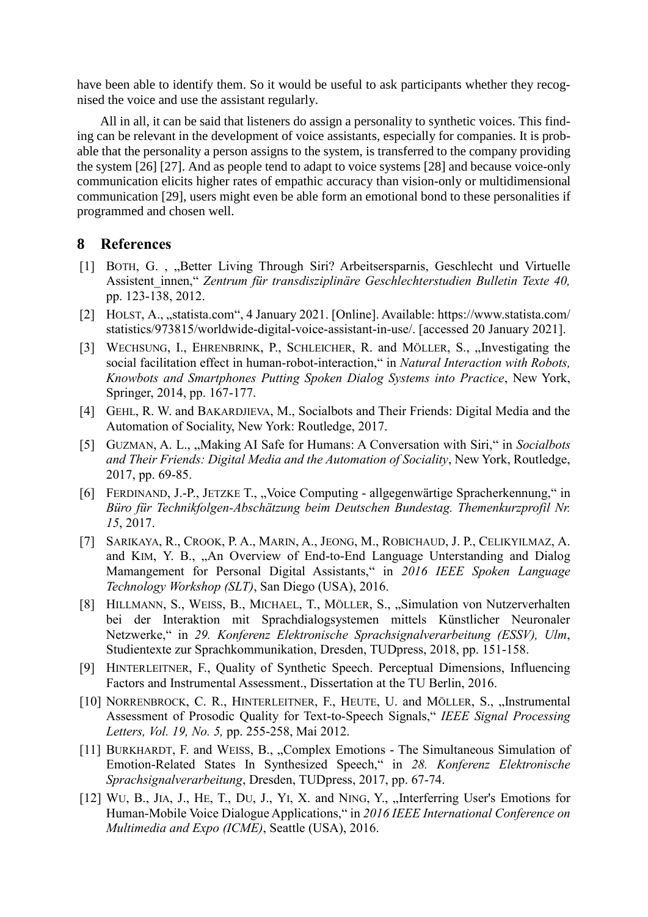have been able to identify them. So it would be useful to ask participants whether they recognised the voice and use the assistant regularly.

All in all, it can be said that listeners do assign a personality to synthetic voices. This finding can be relevant in the development of voice assistants, especially for companies. It is probable that the personality a person assigns to the system, is transferred to the company providing the system [26] [27]. And as people tend to adapt to voice systems [28] and because voice-only communication elicits higher rates of empathic accuracy than vision-only or multidimensional communication [29], users might even be able form an emotional bond to these personalities if programmed and chosen well.

## 8 References

[1] BOTH, G. , „Better Living Through Siri? Arbeitsersparnis, Geschlecht und Virtuelle Assistent_innen,“ *Zentrum für transdisziplinäre Geschlechterstudien Bulletin Texte 40,* pp. 123-138, 2012.

[2] HOLST, A., „statista.com“, 4 January 2021. [Online]. Available: https://www.statista.com/statistics/973815/worldwide-digital-voice-assistant-in-use/. [accessed 20 January 2021].

[3] WECHSUNG, I., EHRENBRINK, P., SCHLEICHER, R. and MÖLLER, S., „Investigating the social facilitation effect in human-robot-interaction,“ in *Natural Interaction with Robots, Knowbots and Smartphones Putting Spoken Dialog Systems into Practice*, New York, Springer, 2014, pp. 167-177.

[4] GEHL, R. W. and BAKARDJIEVA, M., Socialbots and Their Friends: Digital Media and the Automation of Sociality, New York: Routledge, 2017.

[5] GUZMAN, A. L., „Making AI Safe for Humans: A Conversation with Siri,“ in *Socialbots and Their Friends: Digital Media and the Automation of Sociality*, New York, Routledge, 2017, pp. 69-85.

[6] FERDINAND, J.-P., JETZKE T., „Voice Computing - allgegenwärtige Spracherkennung,“ in *Büro für Technikfolgen-Abschätzung beim Deutschen Bundestag. Themenkurzprofil Nr. 15*, 2017.

[7] SARIKAYA, R., CROOK, P. A., MARIN, A., JEONG, M., ROBICHAUD, J. P., CELIKYILMAZ, A. and KIM, Y. B., „An Overview of End-to-End Language Unterstanding and Dialog Mamangement for Personal Digital Assistants,“ in *2016 IEEE Spoken Language Technology Workshop (SLT)*, San Diego (USA), 2016.

[8] HILLMANN, S., WEISS, B., MICHAEL, T., MÖLLER, S., „Simulation von Nutzerverhalten bei der Interaktion mit Sprachdialogsystemen mittels Künstlicher Neuronaler Netzwerke,“ in *29. Konferenz Elektronische Sprachsignalverarbeitung (ESSV), Ulm*, Studientexte zur Sprachkommunikation, Dresden, TUDpress, 2018, pp. 151-158.

[9] HINTERLEITNER, F., Quality of Synthetic Speech. Perceptual Dimensions, Influencing Factors and Instrumental Assessment., Dissertation at the TU Berlin, 2016.

[10] NORRENBROCK, C. R., HINTERLEITNER, F., HEUTE, U. and MÖLLER, S., „Instrumental Assessment of Prosodic Quality for Text-to-Speech Signals,“ *IEEE Signal Processing Letters, Vol. 19, No. 5,* pp. 255-258, Mai 2012.

[11] BURKHARDT, F. and WEISS, B., „Complex Emotions - The Simultaneous Simulation of Emotion-Related States In Synthesized Speech,“ in *28. Konferenz Elektronische Sprachsignalverarbeitung*, Dresden, TUDpress, 2017, pp. 67-74.

[12] WU, B., JIA, J., HE, T., DU, J., YI, X. and NING, Y., „Interferring User's Emotions for Human-Mobile Voice Dialogue Applications,“ in *2016 IEEE International Conference on Multimedia and Expo (ICME)*, Seattle (USA), 2016.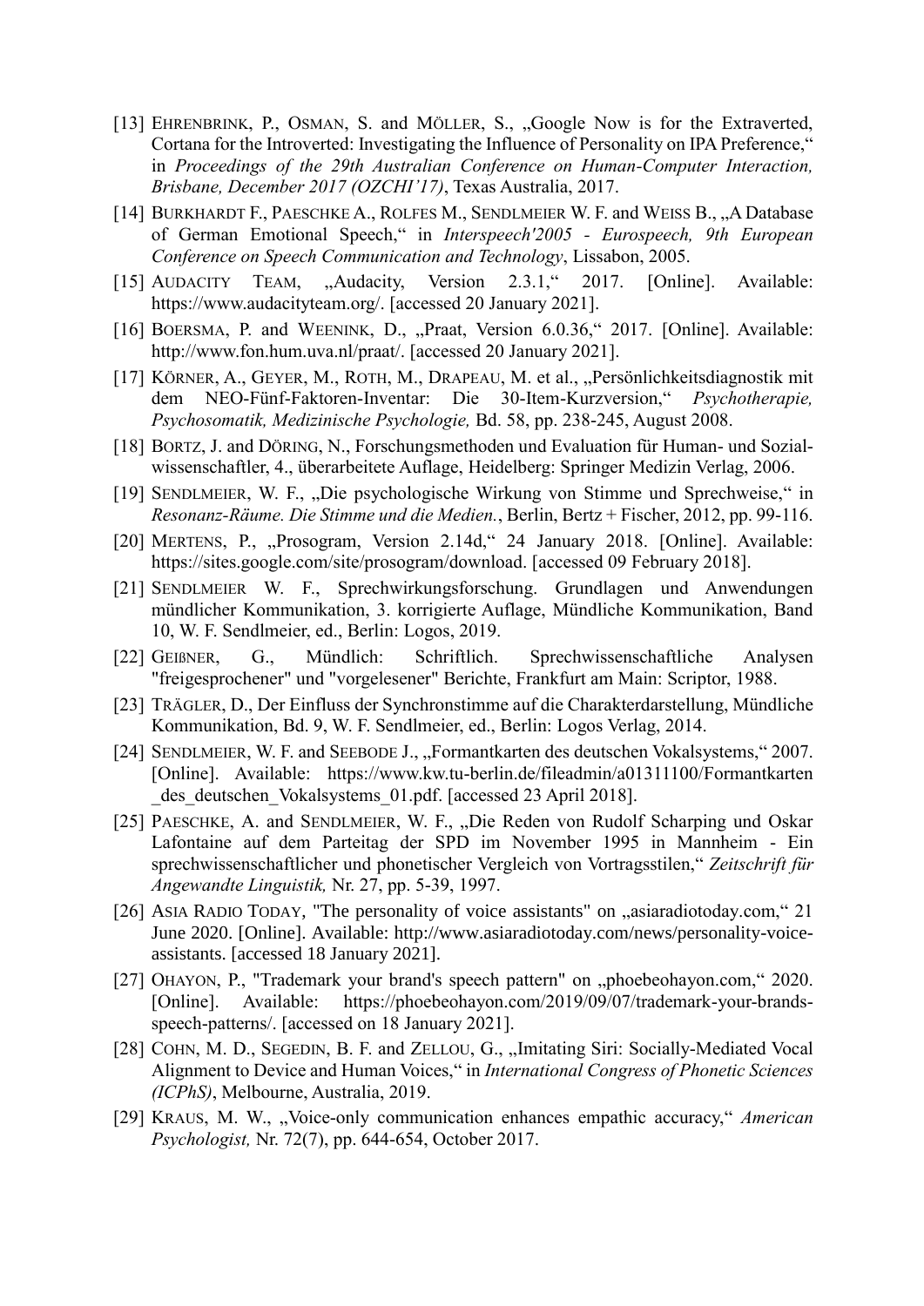[13] EHRENBRINK, P., OSMAN, S. and MÖLLER, S., „Google Now is for the Extraverted, Cortana for the Introverted: Investigating the Influence of Personality on IPA Preference," in *Proceedings of the 29th Australian Conference on Human-Computer Interaction, Brisbane, December 2017 (OZCHI'17)*, Texas Australia, 2017.

[14] BURKHARDT F., PAESCHKE A., ROLFES M., SENDLMEIER W. F. and WEISS B., „A Database of German Emotional Speech," in *Interspeech'2005 - Eurospeech, 9th European Conference on Speech Communication and Technology*, Lissabon, 2005.

[15] AUDACITY TEAM, „Audacity, Version 2.3.1," 2017. [Online]. Available: https://www.audacityteam.org/. [accessed 20 January 2021].

[16] BOERSMA, P. and WEENINK, D., „Praat, Version 6.0.36," 2017. [Online]. Available: http://www.fon.hum.uva.nl/praat/. [accessed 20 January 2021].

[17] KÖRNER, A., GEYER, M., ROTH, M., DRAPEAU, M. et al., „Persönlichkeitsdiagnostik mit dem NEO-Fünf-Faktoren-Inventar: Die 30-Item-Kurzversion," *Psychotherapie, Psychosomatik, Medizinische Psychologie,* Bd. 58, pp. 238-245, August 2008.

[18] BORTZ, J. and DÖRING, N., Forschungsmethoden und Evaluation für Human- und Sozialwissenschaftler, 4., überarbeitete Auflage, Heidelberg: Springer Medizin Verlag, 2006.

[19] SENDLMEIER, W. F., „Die psychologische Wirkung von Stimme und Sprechweise," in *Resonanz-Räume. Die Stimme und die Medien.*, Berlin, Bertz + Fischer, 2012, pp. 99-116.

[20] MERTENS, P., „Prosogram, Version 2.14d," 24 January 2018. [Online]. Available: https://sites.google.com/site/prosogram/download. [accessed 09 February 2018].

[21] SENDLMEIER W. F., Sprechwirkungsforschung. Grundlagen und Anwendungen mündlicher Kommunikation, 3. korrigierte Auflage, Mündliche Kommunikation, Band 10, W. F. Sendlmeier, ed., Berlin: Logos, 2019.

[22] GEIßNER, G., Mündlich: Schriftlich. Sprechwissenschaftliche Analysen "freigesprochener" und "vorgelesener" Berichte, Frankfurt am Main: Scriptor, 1988.

[23] TRÄGLER, D., Der Einfluss der Synchronstimme auf die Charakterdarstellung, Mündliche Kommunikation, Bd. 9, W. F. Sendlmeier, ed., Berlin: Logos Verlag, 2014.

[24] SENDLMEIER, W. F. and SEEBODE J., „Formantkarten des deutschen Vokalsystems," 2007. [Online]. Available: https://www.kw.tu-berlin.de/fileadmin/a01311100/Formantkarten_des_deutschen_Vokalsystems_01.pdf. [accessed 23 April 2018].

[25] PAESCHKE, A. and SENDLMEIER, W. F., „Die Reden von Rudolf Scharping und Oskar Lafontaine auf dem Parteitag der SPD im November 1995 in Mannheim - Ein sprechwissenschaftlicher und phonetischer Vergleich von Vortragsstilen," *Zeitschrift für Angewandte Linguistik,* Nr. 27, pp. 5-39, 1997.

[26] ASIA RADIO TODAY, "The personality of voice assistants" on „asiaradiotoday.com," 21 June 2020. [Online]. Available: http://www.asiaradiotoday.com/news/personality-voice-assistants. [accessed 18 January 2021].

[27] OHAYON, P., "Trademark your brand's speech pattern" on „phoebeohayon.com," 2020. [Online]. Available: https://phoebeohayon.com/2019/09/07/trademark-your-brands-speech-patterns/. [accessed on 18 January 2021].

[28] COHN, M. D., SEGEDIN, B. F. and ZELLOU, G., „Imitating Siri: Socially-Mediated Vocal Alignment to Device and Human Voices," in *International Congress of Phonetic Sciences (ICPhS)*, Melbourne, Australia, 2019.

[29] KRAUS, M. W., „Voice-only communication enhances empathic accuracy," *American Psychologist,* Nr. 72(7), pp. 644-654, October 2017.